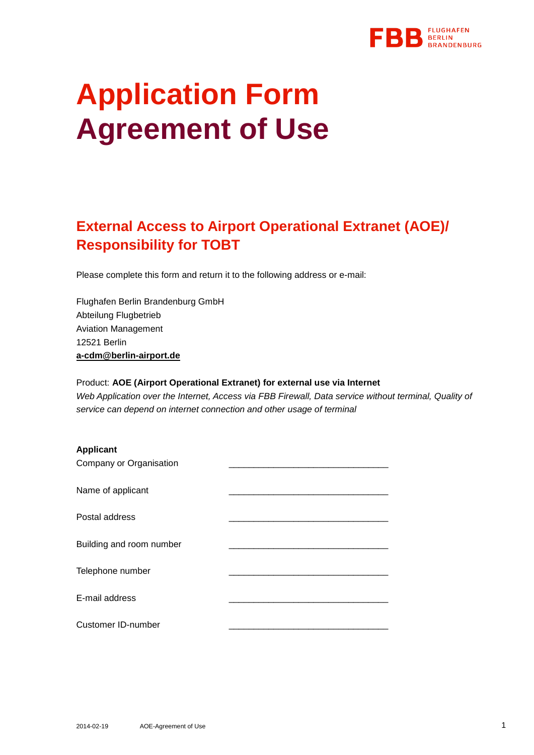# Application Form Agreement of Use

## External Access to Airport Operational Extranet (AOE)/ Responsibility for TOBT

Please complete this form and return it to the following address or e-mail:

Flughafen Berlin Brandenburg GmbH
Abteilung Flugbetrieb
Aviation Management
12521 Berlin
**a-cdm@berlin-airport.de**

Product: **AOE (Airport Operational Extranet) for external use via Internet**
*Web Application over the Internet, Access via FBB Firewall, Data service without terminal, Quality of service can depend on internet connection and other usage of terminal*

**Applicant**

Company or Organisation ________________________________

Name of applicant ________________________________

Postal address ________________________________

Building and room number ________________________________

Telephone number ________________________________

E-mail address ________________________________

Customer ID-number ________________________________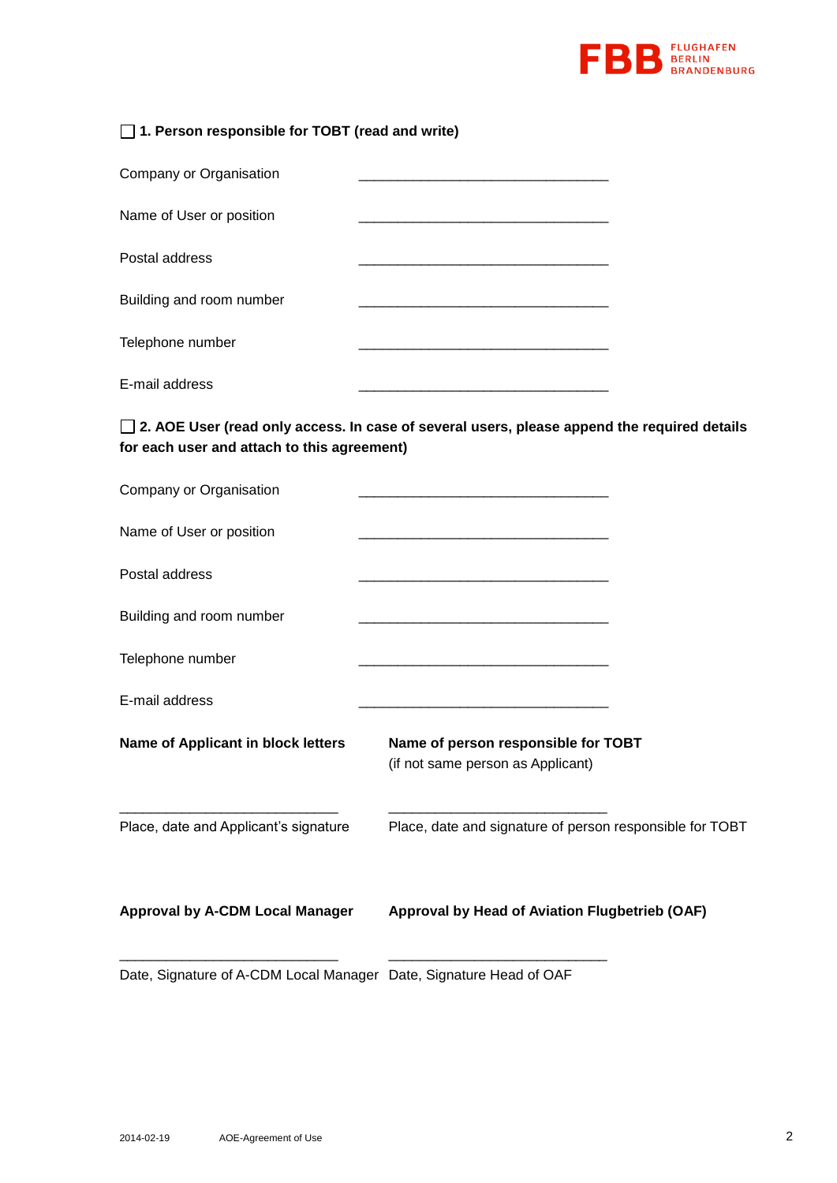☐ **1. Person responsible for TOBT (read and write)**

Company or Organisation ________________________________

Name of User or position ________________________________

Postal address ________________________________

Building and room number ________________________________

Telephone number ________________________________

E-mail address ________________________________

☐ **2. AOE User (read only access. In case of several users, please append the required details for each user and attach to this agreement)**

Company or Organisation ________________________________

Name of User or position ________________________________

Postal address ________________________________

Building and room number ________________________________

Telephone number ________________________________

E-mail address ________________________________

**Name of Applicant in block letters**

____________________________

Place, date and Applicant's signature

**Name of person responsible for TOBT**
(if not same person as Applicant)

____________________________

Place, date and signature of person responsible for TOBT

**Approval by A-CDM Local Manager**

____________________________

Date, Signature of A-CDM Local Manager

**Approval by Head of Aviation Flugbetrieb (OAF)**

____________________________

Date, Signature Head of OAF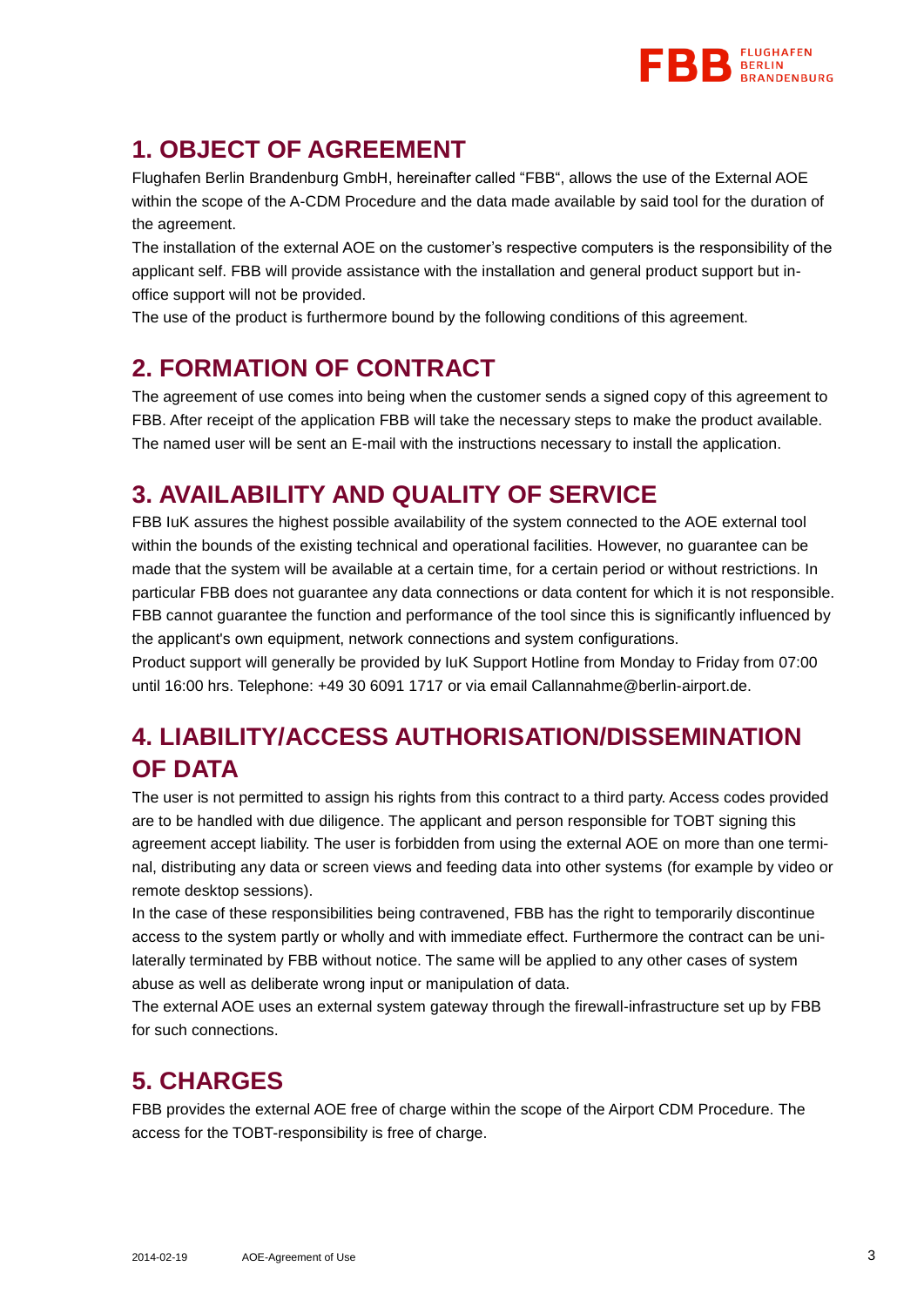## 1. OBJECT OF AGREEMENT

Flughafen Berlin Brandenburg GmbH, hereinafter called "FBB", allows the use of the External AOE within the scope of the A-CDM Procedure and the data made available by said tool for the duration of the agreement.

The installation of the external AOE on the customer's respective computers is the responsibility of the applicant self. FBB will provide assistance with the installation and general product support but in-office support will not be provided.

The use of the product is furthermore bound by the following conditions of this agreement.

## 2. FORMATION OF CONTRACT

The agreement of use comes into being when the customer sends a signed copy of this agreement to FBB. After receipt of the application FBB will take the necessary steps to make the product available. The named user will be sent an E-mail with the instructions necessary to install the application.

## 3. AVAILABILITY AND QUALITY OF SERVICE

FBB IuK assures the highest possible availability of the system connected to the AOE external tool within the bounds of the existing technical and operational facilities. However, no guarantee can be made that the system will be available at a certain time, for a certain period or without restrictions. In particular FBB does not guarantee any data connections or data content for which it is not responsible. FBB cannot guarantee the function and performance of the tool since this is significantly influenced by the applicant's own equipment, network connections and system configurations.

Product support will generally be provided by IuK Support Hotline from Monday to Friday from 07:00 until 16:00 hrs. Telephone: +49 30 6091 1717 or via email Callannahme@berlin-airport.de.

## 4. LIABILITY/ACCESS AUTHORISATION/DISSEMINATION OF DATA

The user is not permitted to assign his rights from this contract to a third party. Access codes provided are to be handled with due diligence. The applicant and person responsible for TOBT signing this agreement accept liability. The user is forbidden from using the external AOE on more than one terminal, distributing any data or screen views and feeding data into other systems (for example by video or remote desktop sessions).

In the case of these responsibilities being contravened, FBB has the right to temporarily discontinue access to the system partly or wholly and with immediate effect. Furthermore the contract can be unilaterally terminated by FBB without notice. The same will be applied to any other cases of system abuse as well as deliberate wrong input or manipulation of data.

The external AOE uses an external system gateway through the firewall-infrastructure set up by FBB for such connections.

## 5. CHARGES

FBB provides the external AOE free of charge within the scope of the Airport CDM Procedure. The access for the TOBT-responsibility is free of charge.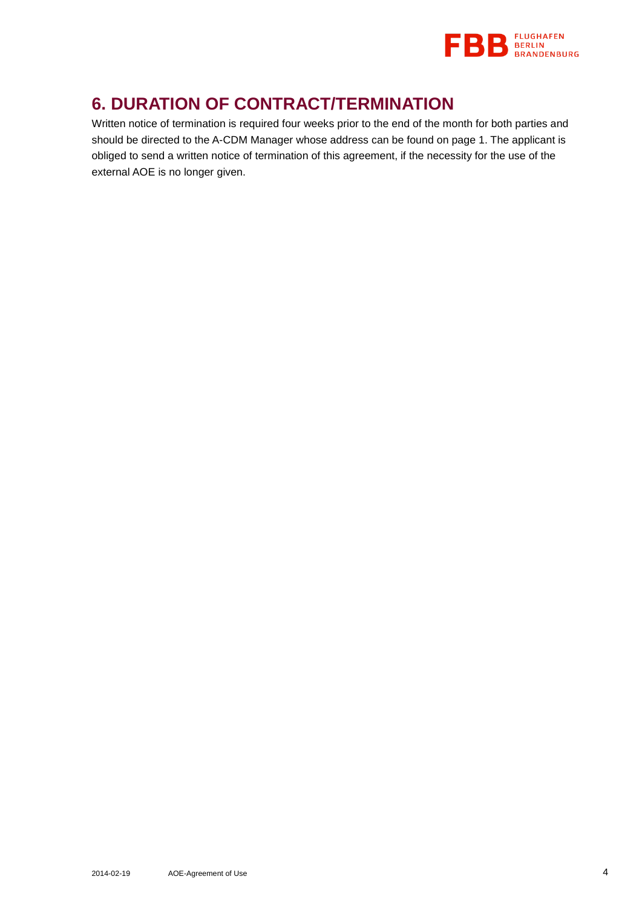# 6. DURATION OF CONTRACT/TERMINATION

Written notice of termination is required four weeks prior to the end of the month for both parties and should be directed to the A-CDM Manager whose address can be found on page 1. The applicant is obliged to send a written notice of termination of this agreement, if the necessity for the use of the external AOE is no longer given.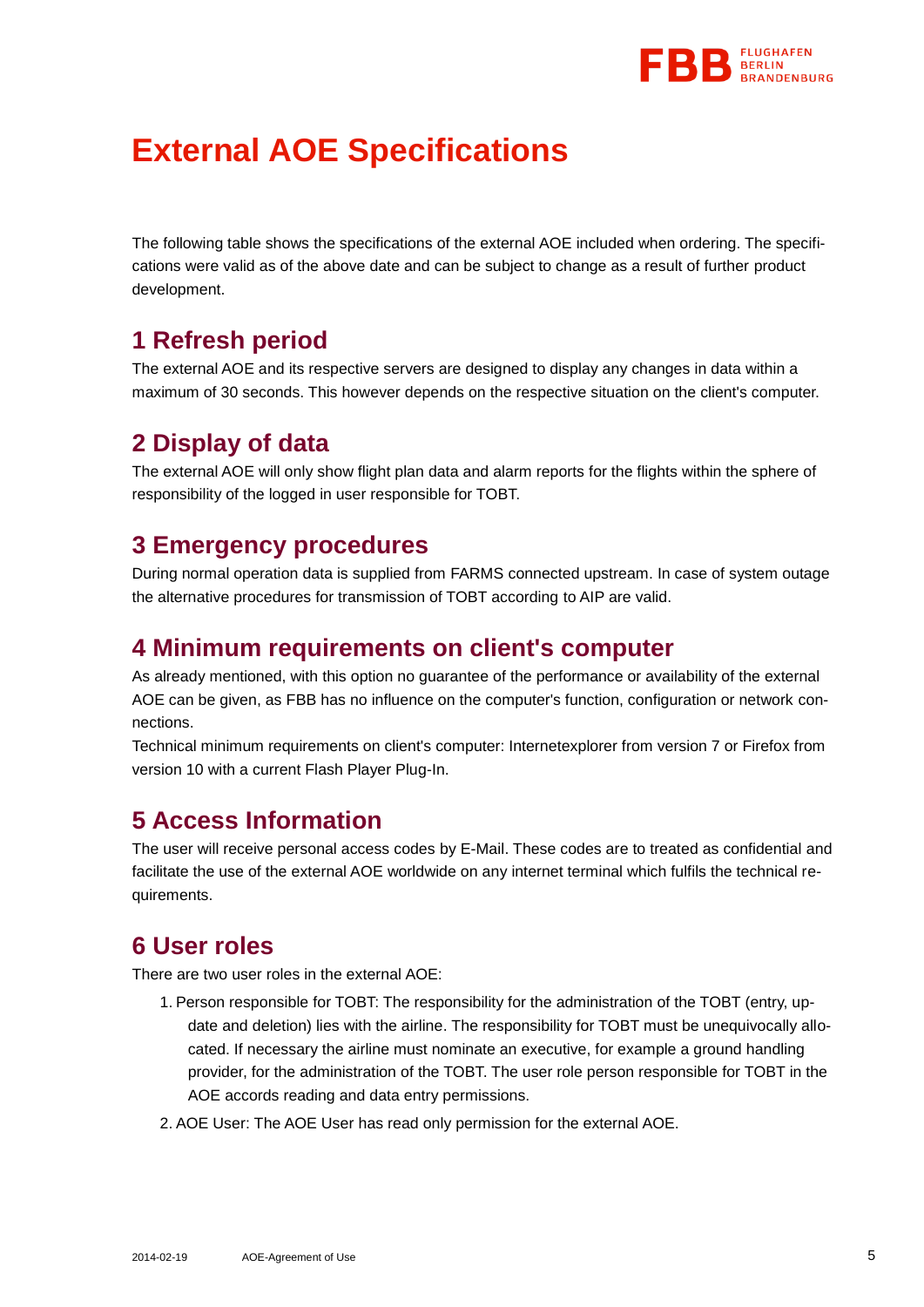# External AOE Specifications

The following table shows the specifications of the external AOE included when ordering. The specifications were valid as of the above date and can be subject to change as a result of further product development.

## 1 Refresh period

The external AOE and its respective servers are designed to display any changes in data within a maximum of 30 seconds. This however depends on the respective situation on the client's computer.

## 2 Display of data

The external AOE will only show flight plan data and alarm reports for the flights within the sphere of responsibility of the logged in user responsible for TOBT.

## 3 Emergency procedures

During normal operation data is supplied from FARMS connected upstream. In case of system outage the alternative procedures for transmission of TOBT according to AIP are valid.

## 4 Minimum requirements on client's computer

As already mentioned, with this option no guarantee of the performance or availability of the external AOE can be given, as FBB has no influence on the computer's function, configuration or network connections.

Technical minimum requirements on client's computer: Internetexplorer from version 7 or Firefox from version 10 with a current Flash Player Plug-In.

## 5 Access Information

The user will receive personal access codes by E-Mail. These codes are to treated as confidential and facilitate the use of the external AOE worldwide on any internet terminal which fulfils the technical requirements.

## 6 User roles

There are two user roles in the external AOE:

1. Person responsible for TOBT: The responsibility for the administration of the TOBT (entry, update and deletion) lies with the airline. The responsibility for TOBT must be unequivocally allocated. If necessary the airline must nominate an executive, for example a ground handling provider, for the administration of the TOBT. The user role person responsible for TOBT in the AOE accords reading and data entry permissions.
2. AOE User: The AOE User has read only permission for the external AOE.